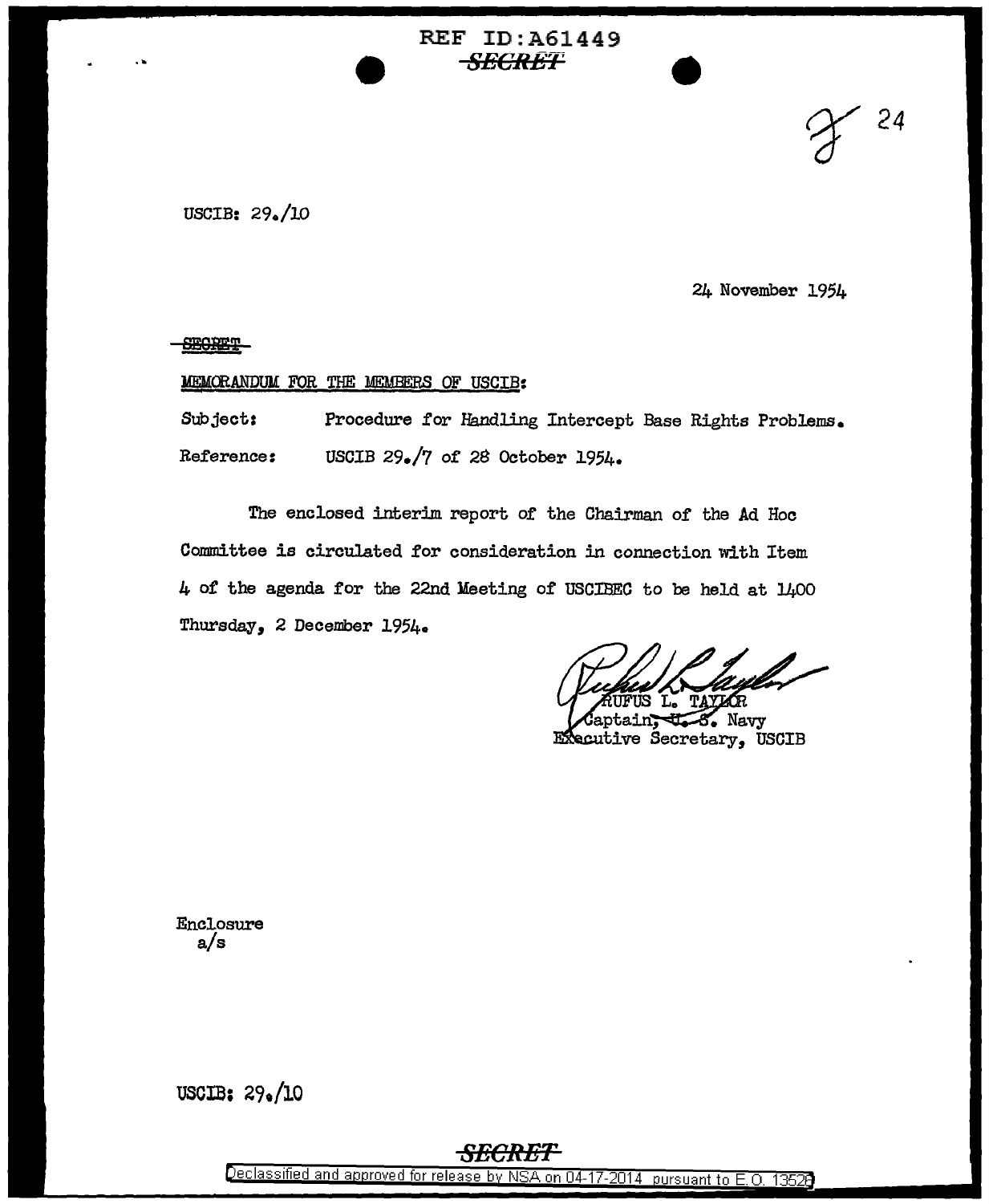REF ID:A61449

~~SECRET~~

USCIB: 29./10

24 November 1954

~~SECRET~~

MEMORANDUM FOR THE MEMBERS OF USCIB:

Subject: Procedure for Handling Intercept Base Rights Problems.

Reference: USCIB 29./7 of 28 October 1954.

The enclosed interim report of the Chairman of the Ad Hoc Committee is circulated for consideration in connection with Item 4 of the agenda for the 22nd Meeting of USCIBEC to be held at 1400 Thursday, 2 December 1954.

RUFUS L. TAYLOR
Captain, ~~U. S.~~ Navy
Executive Secretary, USCIB

Enclosure
a/s

USCIB: 29./10

~~SECRET~~

Declassified and approved for release by NSA on 04-17-2014 pursuant to E.O. 13526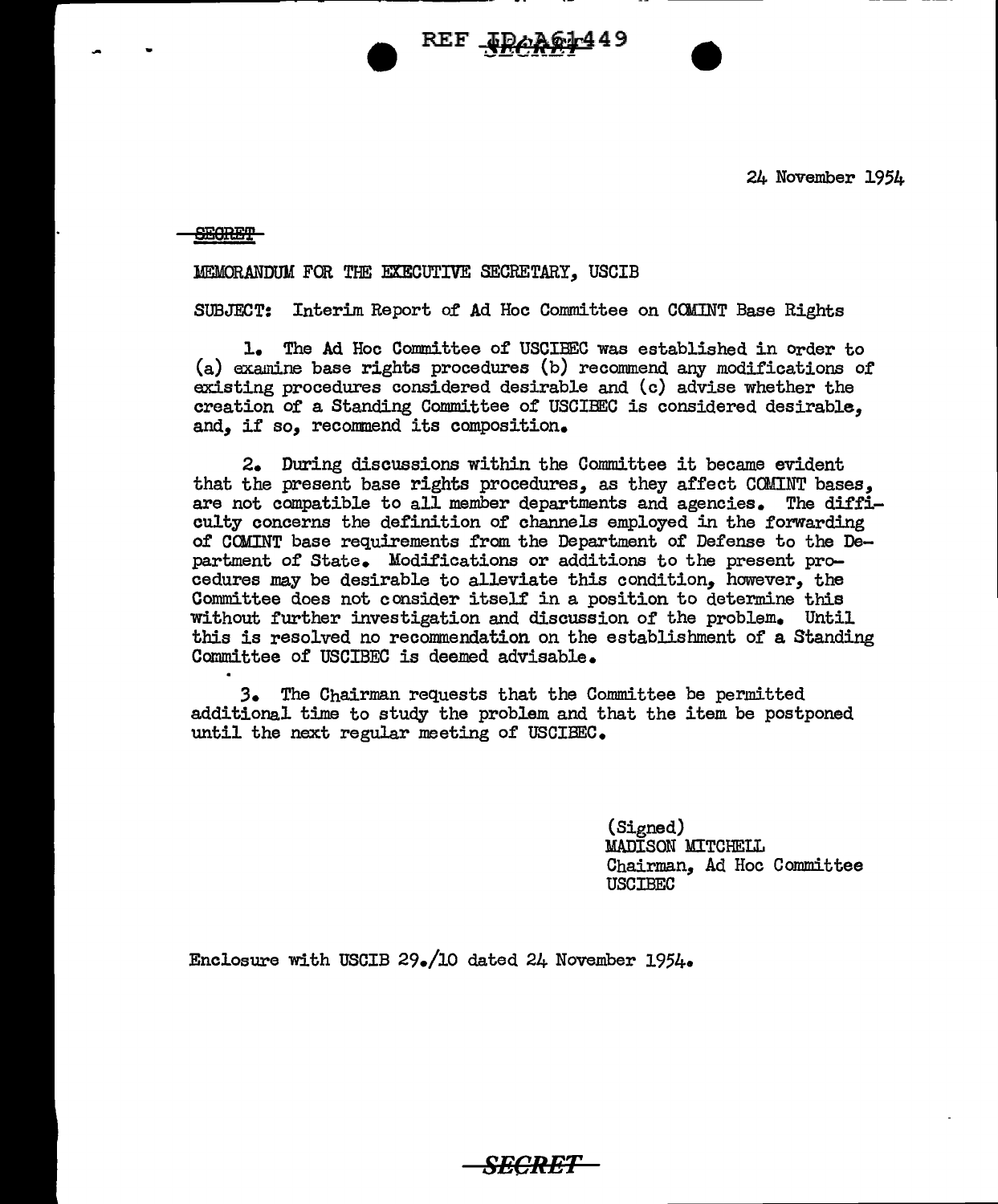REF ID:A61449

24 November 1954

~~SECRET~~

MEMORANDUM FOR THE EXECUTIVE SECRETARY, USCIB

SUBJECT: Interim Report of Ad Hoc Committee on COMINT Base Rights

1. The Ad Hoc Committee of USCIBEC was established in order to (a) examine base rights procedures (b) recommend any modifications of existing procedures considered desirable and (c) advise whether the creation of a Standing Committee of USCIBEC is considered desirable, and, if so, recommend its composition.

2. During discussions within the Committee it became evident that the present base rights procedures, as they affect COMINT bases, are not compatible to all member departments and agencies. The difficulty concerns the definition of channels employed in the forwarding of COMINT base requirements from the Department of Defense to the Department of State. Modifications or additions to the present procedures may be desirable to alleviate this condition, however, the Committee does not consider itself in a position to determine this without further investigation and discussion of the problem. Until this is resolved no recommendation on the establishment of a Standing Committee of USCIBEC is deemed advisable.

3. The Chairman requests that the Committee be permitted additional time to study the problem and that the item be postponed until the next regular meeting of USCIBEC.

(Signed)
MADISON MITCHELL
Chairman, Ad Hoc Committee
USCIBEC

Enclosure with USCIB 29./10 dated 24 November 1954.

~~SECRET~~